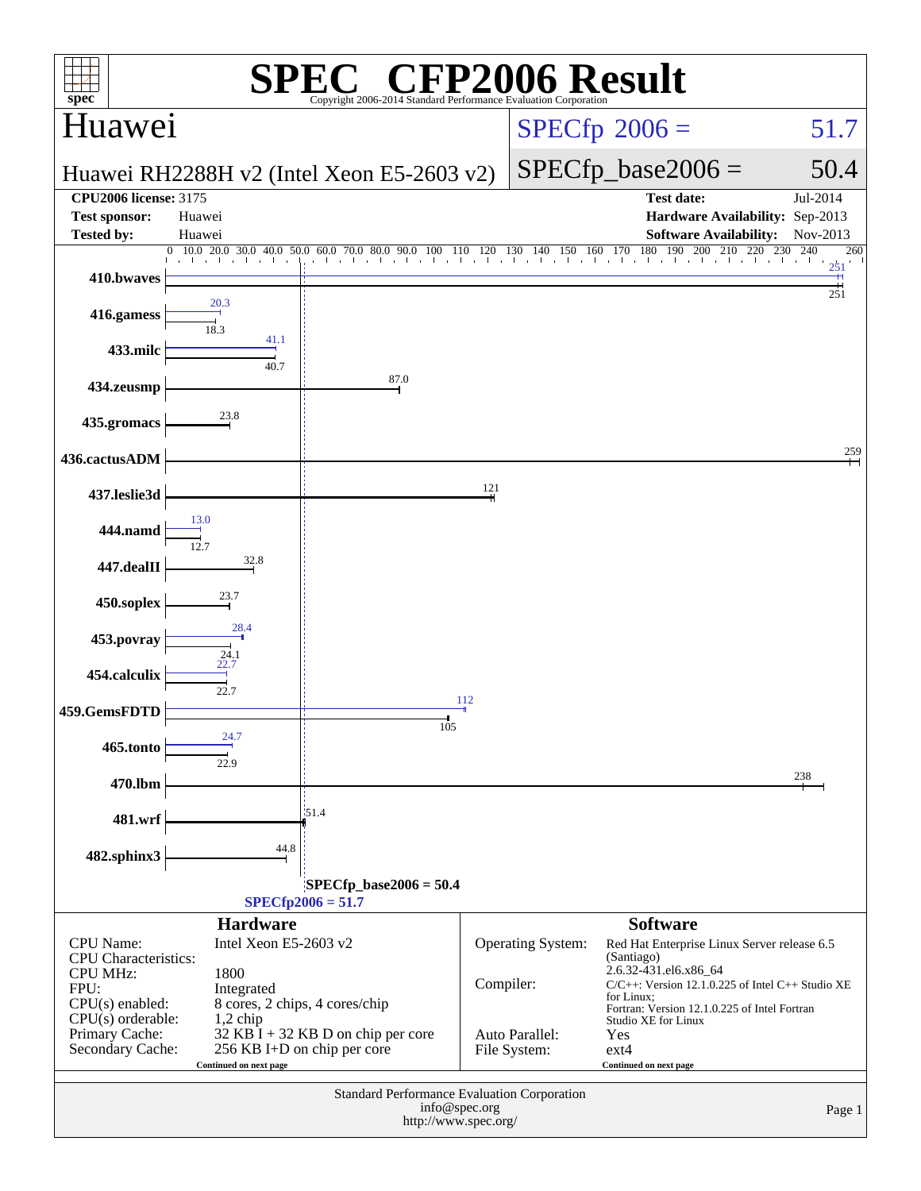# SPEC CFP2006 Result

Copyright 2006-2014 Standard Performance Evaluation Corporation

## Huawei

**Huawei RH2288H v2 (Intel Xeon E5-2603 v2)**

SPECfp 2006 = 51.7

SPECfp_base2006 = 50.4

| | | | |
|---|---|---|---|
| **CPU2006 license:** 3175 | | **Test date:** | Jul-2014 |
| **Test sponsor:** | Huawei | **Hardware Availability:** | Sep-2013 |
| **Tested by:** | Huawei | **Software Availability:** | Nov-2013 |

| Benchmark | Peak | Base |
|---|---|---|
| 410.bwaves | 251 | 251 |
| 416.gamess | 20.3 | 18.3 |
| 433.milc | 41.1 | 40.7 |
| 434.zeusmp | 87.0 | |
| 435.gromacs | 23.8 | |
| 436.cactusADM | 259 | |
| 437.leslie3d | 121 | |
| 444.namd | 13.0 | 12.7 |
| 447.dealII | 32.8 | |
| 450.soplex | 23.7 | |
| 453.povray | 28.4 | 24.1 |
| 454.calculix | 22.7 | 22.7 |
| 459.GemsFDTD | 112 | 105 |
| 465.tonto | 24.7 | 22.9 |
| 470.lbm | 238 | |
| 481.wrf | 51.4 | |
| 482.sphinx3 | 44.8 | |

SPECfp_base2006 = 50.4

SPECfp2006 = 51.7

### Hardware

| | |
|---|---|
| CPU Name: | Intel Xeon E5-2603 v2 |
| CPU Characteristics: | |
| CPU MHz: | 1800 |
| FPU: | Integrated |
| CPU(s) enabled: | 8 cores, 2 chips, 4 cores/chip |
| CPU(s) orderable: | 1,2 chip |
| Primary Cache: | 32 KB I + 32 KB D on chip per core |
| Secondary Cache: | 256 KB I+D on chip per core |

Continued on next page

### Software

| | |
|---|---|
| Operating System: | Red Hat Enterprise Linux Server release 6.5 (Santiago) 2.6.32-431.el6.x86_64 |
| Compiler: | C/C++: Version 12.1.0.225 of Intel C++ Studio XE for Linux; Fortran: Version 12.1.0.225 of Intel Fortran Studio XE for Linux |
| Auto Parallel: | Yes |
| File System: | ext4 |

Continued on next page

Standard Performance Evaluation Corporation
info@spec.org
http://www.spec.org/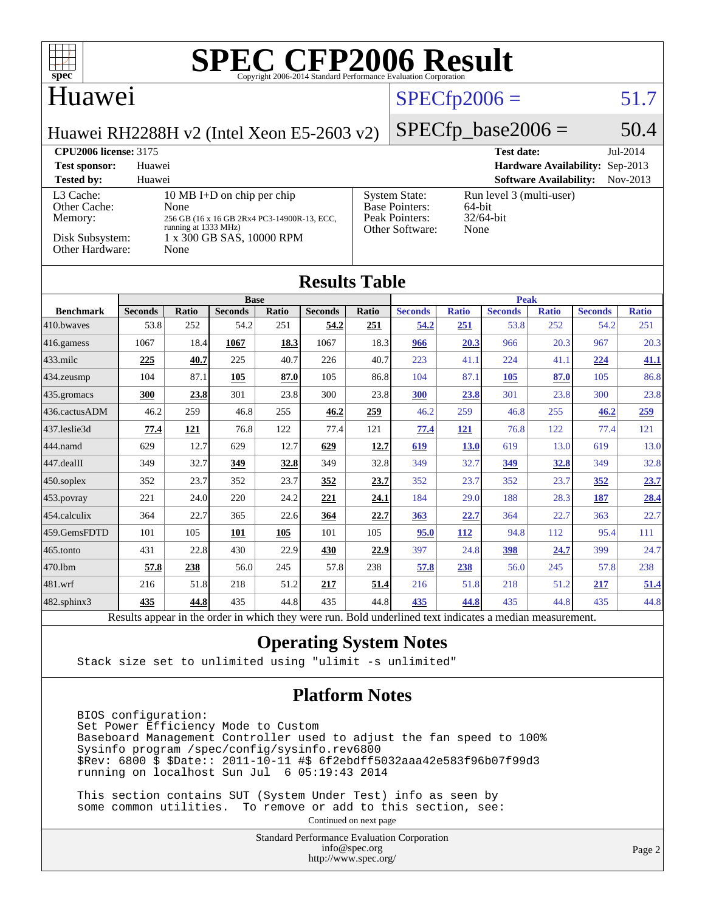# SPEC CFP2006 Result

Copyright 2006-2014 Standard Performance Evaluation Corporation

## Huawei

**Huawei RH2288H v2 (Intel Xeon E5-2603 v2)**

SPECfp2006 = 51.7

SPECfp_base2006 = 50.4

| | | | |
|---|---|---|---|
| **CPU2006 license:** 3175 | | **Test date:** | Jul-2014 |
| **Test sponsor:** | Huawei | **Hardware Availability:** | Sep-2013 |
| **Tested by:** | Huawei | **Software Availability:** | Nov-2013 |

| | |
|---|---|
| L3 Cache: | 10 MB I+D on chip per chip |
| Other Cache: | None |
| Memory: | 256 GB (16 x 16 GB 2Rx4 PC3-14900R-13, ECC, running at 1333 MHz) |
| Disk Subsystem: | 1 x 300 GB SAS, 10000 RPM |
| Other Hardware: | None |

| | |
|---|---|
| System State: | Run level 3 (multi-user) |
| Base Pointers: | 64-bit |
| Peak Pointers: | 32/64-bit |
| Other Software: | None |

## Results Table

| Benchmark | Base | | | | | | Peak | | | | | |
|---|---|---|---|---|---|---|---|---|---|---|---|---|
| | Seconds | Ratio | Seconds | Ratio | Seconds | Ratio | Seconds | Ratio | Seconds | Ratio | Seconds | Ratio |
| 410.bwaves | 53.8 | 252 | 54.2 | 251 | **54.2** | **251** | **54.2** | **251** | 53.8 | 252 | 54.2 | 251 |
| 416.gamess | 1067 | 18.4 | **1067** | **18.3** | 1067 | 18.3 | **966** | **20.3** | 966 | 20.3 | 967 | 20.3 |
| 433.milc | **225** | **40.7** | 225 | 40.7 | 226 | 40.7 | 223 | 41.1 | 224 | 41.1 | **224** | **41.1** |
| 434.zeusmp | 104 | 87.1 | **105** | **87.0** | 105 | 86.8 | 104 | 87.1 | **105** | **87.0** | 105 | 86.8 |
| 435.gromacs | **300** | **23.8** | 301 | 23.8 | 300 | 23.8 | **300** | **23.8** | 301 | 23.8 | 300 | 23.8 |
| 436.cactusADM | 46.2 | 259 | 46.8 | 255 | **46.2** | **259** | 46.2 | 259 | 46.8 | 255 | **46.2** | **259** |
| 437.leslie3d | **77.4** | **121** | 76.8 | 122 | 77.4 | 121 | **77.4** | **121** | 76.8 | 122 | 77.4 | 121 |
| 444.namd | 629 | 12.7 | 629 | 12.7 | **629** | **12.7** | **619** | **13.0** | 619 | 13.0 | 619 | 13.0 |
| 447.dealII | 349 | 32.7 | **349** | **32.8** | 349 | 32.8 | 349 | 32.7 | **349** | **32.8** | 349 | 32.8 |
| 450.soplex | 352 | 23.7 | 352 | 23.7 | **352** | **23.7** | 352 | 23.7 | 352 | 23.7 | **352** | **23.7** |
| 453.povray | 221 | 24.0 | 220 | 24.2 | **221** | **24.1** | 184 | 29.0 | 188 | 28.3 | **187** | **28.4** |
| 454.calculix | 364 | 22.7 | 365 | 22.6 | **364** | **22.7** | **363** | **22.7** | 364 | 22.7 | 363 | 22.7 |
| 459.GemsFDTD | 101 | 105 | **101** | **105** | 101 | 105 | **95.0** | **112** | 94.8 | 112 | 95.4 | 111 |
| 465.tonto | 431 | 22.8 | 430 | 22.9 | **430** | **22.9** | 397 | 24.8 | **398** | **24.7** | 399 | 24.7 |
| 470.lbm | **57.8** | **238** | 56.0 | 245 | 57.8 | 238 | **57.8** | **238** | 56.0 | 245 | 57.8 | 238 |
| 481.wrf | 216 | 51.8 | 218 | 51.2 | **217** | **51.4** | 216 | 51.8 | 218 | 51.2 | **217** | **51.4** |
| 482.sphinx3 | **435** | **44.8** | 435 | 44.8 | 435 | 44.8 | **435** | **44.8** | 435 | 44.8 | 435 | 44.8 |

Results appear in the order in which they were run. Bold underlined text indicates a median measurement.

## Operating System Notes

```
Stack size set to unlimited using "ulimit -s unlimited"
```

## Platform Notes

```
BIOS configuration:
Set Power Efficiency Mode to Custom
Baseboard Management Controller used to adjust the fan speed to 100%
Sysinfo program /spec/config/sysinfo.rev6800
$Rev: 6800 $ $Date:: 2011-10-11 #$ 6f2ebdff5032aaa42e583f96b07f99d3
running on localhost Sun Jul  6 05:19:43 2014

This section contains SUT (System Under Test) info as seen by
some common utilities.  To remove or add to this section, see:
```

Continued on next page

Standard Performance Evaluation Corporation
info@spec.org
http://www.spec.org/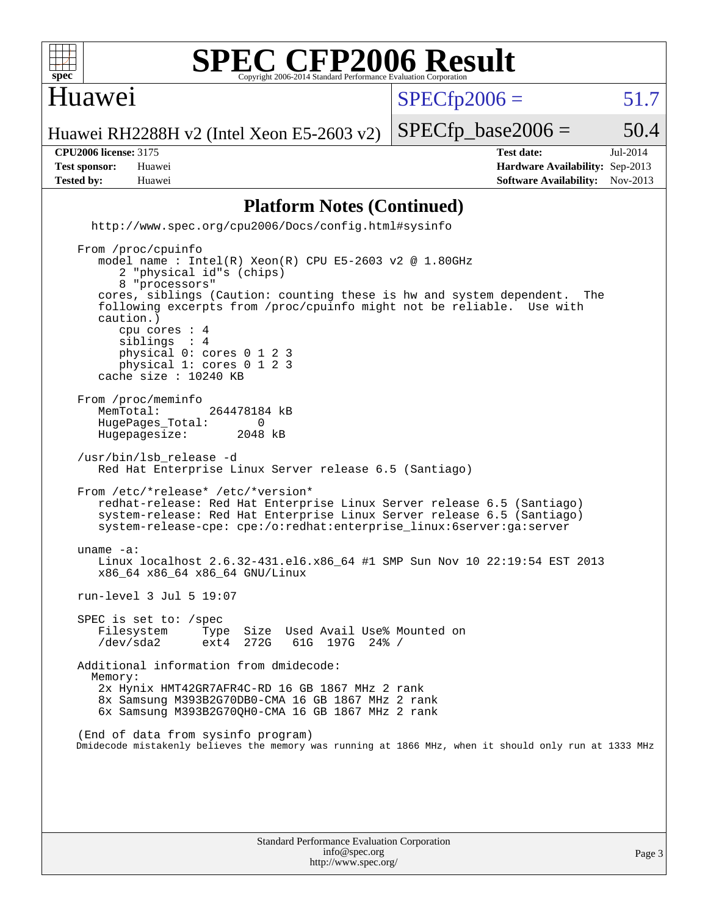# SPEC CFP2006 Result

Copyright 2006-2014 Standard Performance Evaluation Corporation

## Huawei

Huawei RH2288H v2 (Intel Xeon E5-2603 v2)

SPECfp2006 = 51.7

SPECfp_base2006 = 50.4

| | | | |
|---|---|---|---|
| **CPU2006 license:** 3175 | | **Test date:** | Jul-2014 |
| **Test sponsor:** | Huawei | **Hardware Availability:** | Sep-2013 |
| **Tested by:** | Huawei | **Software Availability:** | Nov-2013 |

### Platform Notes (Continued)

```
   http://www.spec.org/cpu2006/Docs/config.html#sysinfo

 From /proc/cpuinfo
    model name : Intel(R) Xeon(R) CPU E5-2603 v2 @ 1.80GHz
       2 "physical id"s (chips)
       8 "processors"
    cores, siblings (Caution: counting these is hw and system dependent.  The
    following excerpts from /proc/cpuinfo might not be reliable.  Use with
    caution.)
       cpu cores : 4
       siblings  : 4
       physical 0: cores 0 1 2 3
       physical 1: cores 0 1 2 3
    cache size : 10240 KB

 From /proc/meminfo
    MemTotal:       264478184 kB
    HugePages_Total:       0
    Hugepagesize:       2048 kB

 /usr/bin/lsb_release -d
    Red Hat Enterprise Linux Server release 6.5 (Santiago)

 From /etc/*release* /etc/*version*
    redhat-release: Red Hat Enterprise Linux Server release 6.5 (Santiago)
    system-release: Red Hat Enterprise Linux Server release 6.5 (Santiago)
    system-release-cpe: cpe:/o:redhat:enterprise_linux:6server:ga:server

 uname -a:
    Linux localhost 2.6.32-431.el6.x86_64 #1 SMP Sun Nov 10 22:19:54 EST 2013
    x86_64 x86_64 x86_64 GNU/Linux

 run-level 3 Jul 5 19:07

 SPEC is set to: /spec
    Filesystem     Type  Size  Used Avail Use% Mounted on
    /dev/sda2      ext4  272G   61G  197G  24% /

 Additional information from dmidecode:
   Memory:
    2x Hynix HMT42GR7AFR4C-RD 16 GB 1867 MHz 2 rank
    8x Samsung M393B2G70DB0-CMA 16 GB 1867 MHz 2 rank
    6x Samsung M393B2G70QH0-CMA 16 GB 1867 MHz 2 rank

 (End of data from sysinfo program)
 Dmidecode mistakenly believes the memory was running at 1866 MHz, when it should only run at 1333 MHz
```

Standard Performance Evaluation Corporation
info@spec.org
http://www.spec.org/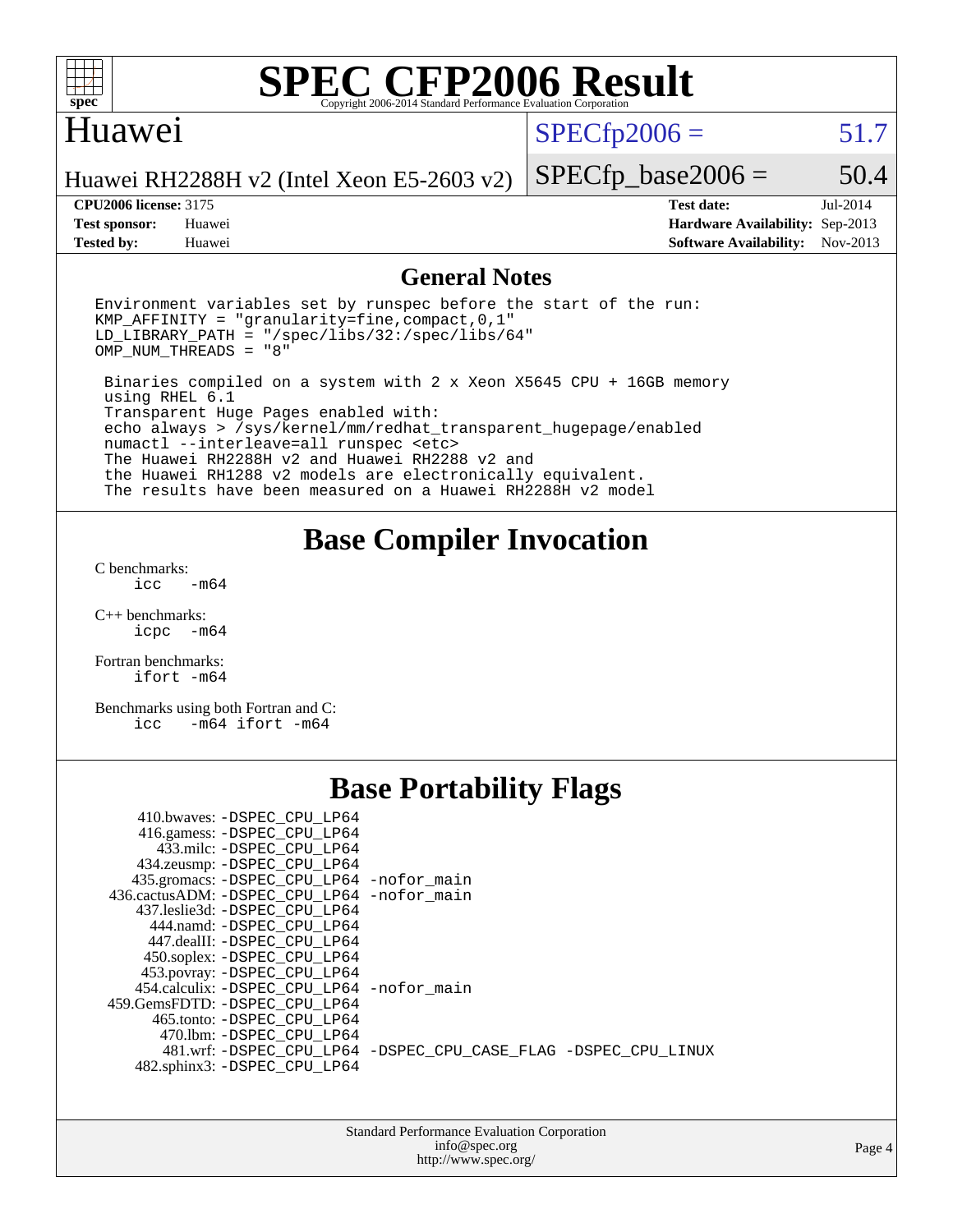# SPEC CFP2006 Result

Copyright 2006-2014 Standard Performance Evaluation Corporation

## Huawei

Huawei RH2288H v2 (Intel Xeon E5-2603 v2)

SPECfp2006 = 51.7

SPECfp_base2006 = 50.4

**CPU2006 license:** 3175
**Test sponsor:** Huawei
**Tested by:** Huawei

**Test date:** Jul-2014
**Hardware Availability:** Sep-2013
**Software Availability:** Nov-2013

## General Notes

```
Environment variables set by runspec before the start of the run:
KMP_AFFINITY = "granularity=fine,compact,0,1"
LD_LIBRARY_PATH = "/spec/libs/32:/spec/libs/64"
OMP_NUM_THREADS = "8"

 Binaries compiled on a system with 2 x Xeon X5645 CPU + 16GB memory
 using RHEL 6.1
 Transparent Huge Pages enabled with:
 echo always > /sys/kernel/mm/redhat_transparent_hugepage/enabled
 numactl --interleave=all runspec <etc>
 The Huawei RH2288H v2 and Huawei RH2288 v2 and
 the Huawei RH1288 v2 models are electronically equivalent.
 The results have been measured on a Huawei RH2288H v2 model
```

## Base Compiler Invocation

C benchmarks:
```
icc   -m64
```

C++ benchmarks:
```
icpc  -m64
```

Fortran benchmarks:
```
ifort -m64
```

Benchmarks using both Fortran and C:
```
icc   -m64 ifort -m64
```

## Base Portability Flags

```
   410.bwaves: -DSPEC_CPU_LP64
   416.gamess: -DSPEC_CPU_LP64
     433.milc: -DSPEC_CPU_LP64
   434.zeusmp: -DSPEC_CPU_LP64
  435.gromacs: -DSPEC_CPU_LP64 -nofor_main
436.cactusADM: -DSPEC_CPU_LP64 -nofor_main
  437.leslie3d: -DSPEC_CPU_LP64
     444.namd: -DSPEC_CPU_LP64
   447.dealII: -DSPEC_CPU_LP64
   450.soplex: -DSPEC_CPU_LP64
   453.povray: -DSPEC_CPU_LP64
  454.calculix: -DSPEC_CPU_LP64 -nofor_main
459.GemsFDTD: -DSPEC_CPU_LP64
    465.tonto: -DSPEC_CPU_LP64
      470.lbm: -DSPEC_CPU_LP64
      481.wrf: -DSPEC_CPU_LP64 -DSPEC_CPU_CASE_FLAG -DSPEC_CPU_LINUX
  482.sphinx3: -DSPEC_CPU_LP64
```

Standard Performance Evaluation Corporation
info@spec.org
http://www.spec.org/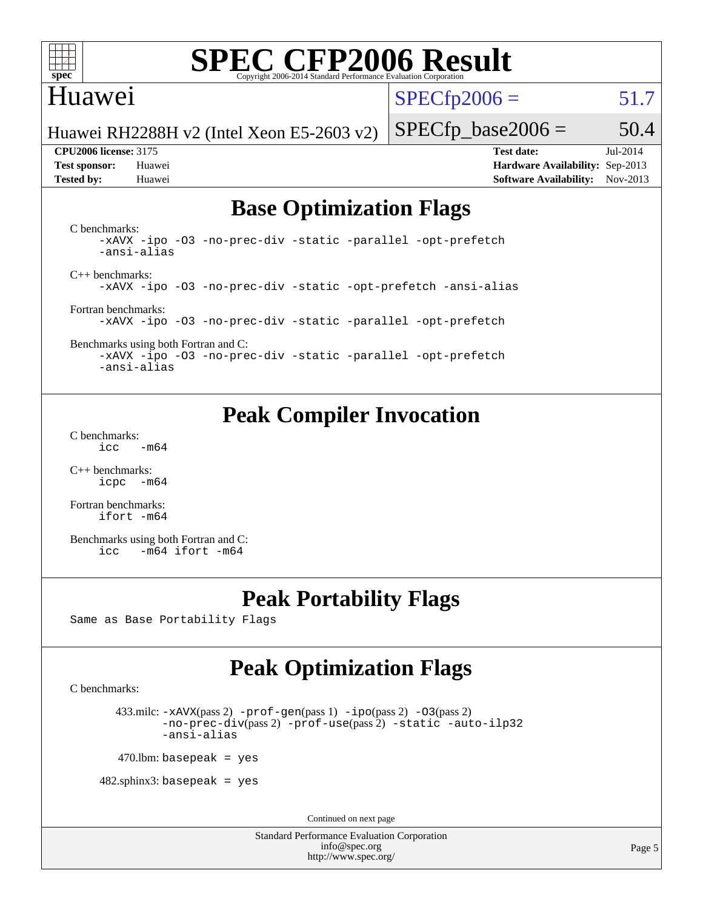## Base Optimization Flags

C benchmarks:
```
-xAVX -ipo -O3 -no-prec-div -static -parallel -opt-prefetch
-ansi-alias
```

C++ benchmarks:
```
-xAVX -ipo -O3 -no-prec-div -static -opt-prefetch -ansi-alias
```

Fortran benchmarks:
```
-xAVX -ipo -O3 -no-prec-div -static -parallel -opt-prefetch
```

Benchmarks using both Fortran and C:
```
-xAVX -ipo -O3 -no-prec-div -static -parallel -opt-prefetch
-ansi-alias
```

## Peak Compiler Invocation

C benchmarks:
```
icc   -m64
```

C++ benchmarks:
```
icpc  -m64
```

Fortran benchmarks:
```
ifort -m64
```

Benchmarks using both Fortran and C:
```
icc   -m64 ifort -m64
```

## Peak Portability Flags

Same as Base Portability Flags

## Peak Optimization Flags

C benchmarks:

433.milc: -xAVX(pass 2) -prof-gen(pass 1) -ipo(pass 2) -O3(pass 2) -no-prec-div(pass 2) -prof-use(pass 2) -static -auto-ilp32 -ansi-alias

470.lbm: basepeak = yes

482.sphinx3: basepeak = yes

Continued on next page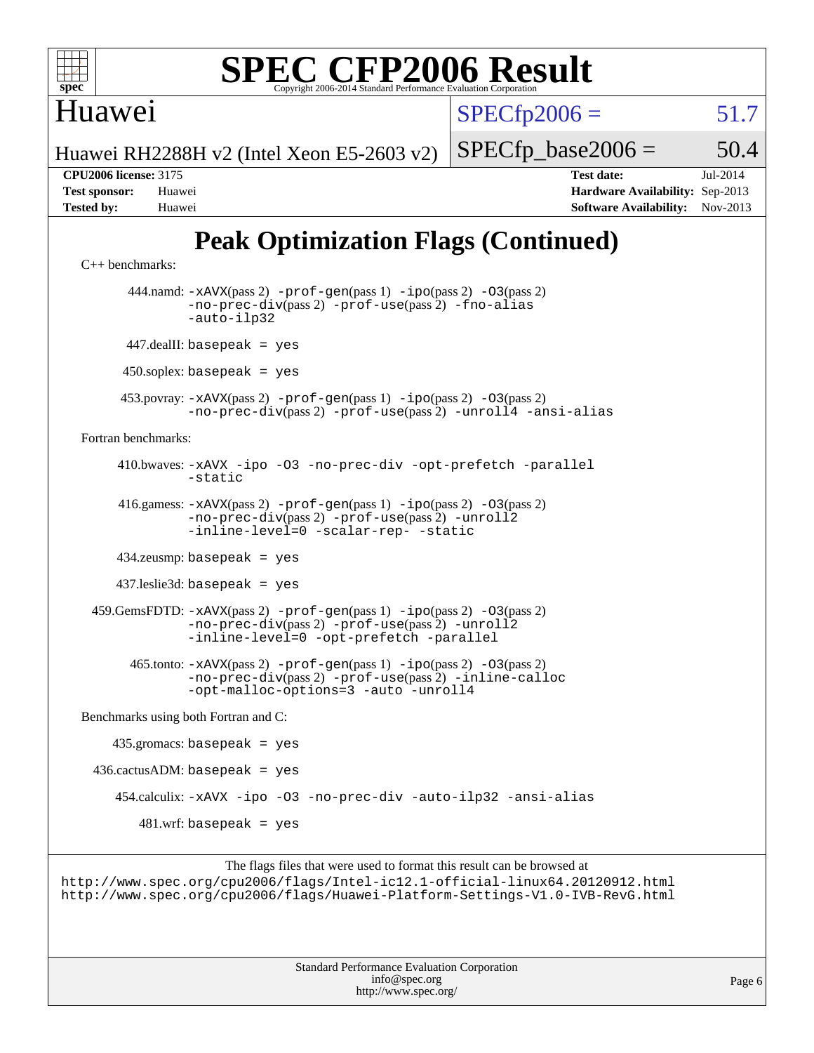# Peak Optimization Flags (Continued)

C++ benchmarks:

444.namd: -xAVX(pass 2) -prof-gen(pass 1) -ipo(pass 2) -O3(pass 2) -no-prec-div(pass 2) -prof-use(pass 2) -fno-alias -auto-ilp32

447.dealII: basepeak = yes

450.soplex: basepeak = yes

453.povray: -xAVX(pass 2) -prof-gen(pass 1) -ipo(pass 2) -O3(pass 2) -no-prec-div(pass 2) -prof-use(pass 2) -unroll4 -ansi-alias

Fortran benchmarks:

410.bwaves: -xAVX -ipo -O3 -no-prec-div -opt-prefetch -parallel -static

416.gamess: -xAVX(pass 2) -prof-gen(pass 1) -ipo(pass 2) -O3(pass 2) -no-prec-div(pass 2) -prof-use(pass 2) -unroll2 -inline-level=0 -scalar-rep- -static

434.zeusmp: basepeak = yes

437.leslie3d: basepeak = yes

459.GemsFDTD: -xAVX(pass 2) -prof-gen(pass 1) -ipo(pass 2) -O3(pass 2) -no-prec-div(pass 2) -prof-use(pass 2) -unroll2 -inline-level=0 -opt-prefetch -parallel

465.tonto: -xAVX(pass 2) -prof-gen(pass 1) -ipo(pass 2) -O3(pass 2) -no-prec-div(pass 2) -prof-use(pass 2) -inline-calloc -opt-malloc-options=3 -auto -unroll4

Benchmarks using both Fortran and C:

435.gromacs: basepeak = yes

436.cactusADM: basepeak = yes

454.calculix: -xAVX -ipo -O3 -no-prec-div -auto-ilp32 -ansi-alias

481.wrf: basepeak = yes

The flags files that were used to format this result can be browsed at
http://www.spec.org/cpu2006/flags/Intel-ic12.1-official-linux64.20120912.html
http://www.spec.org/cpu2006/flags/Huawei-Platform-Settings-V1.0-IVB-RevG.html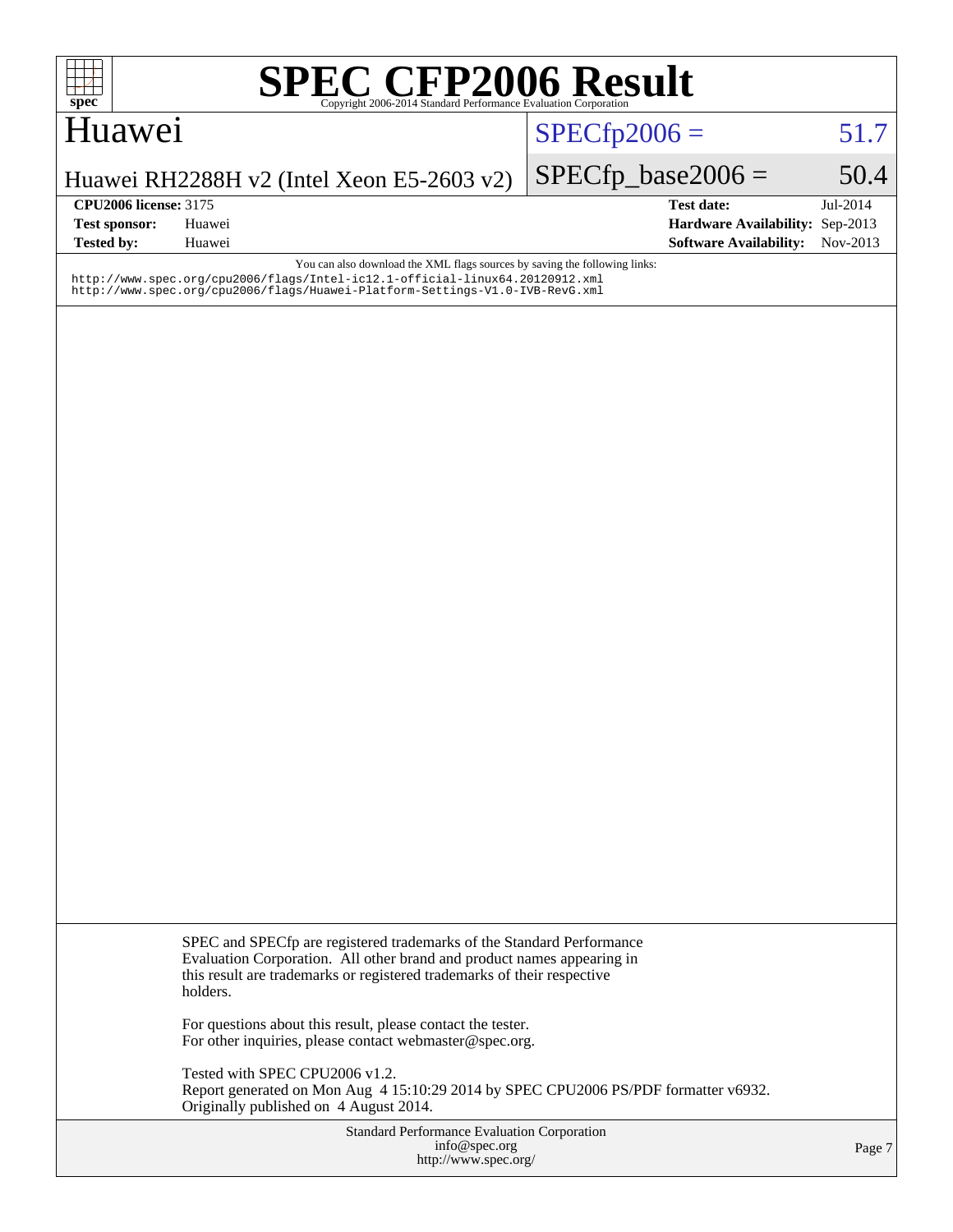# SPEC CFP2006 Result

Copyright 2006-2014 Standard Performance Evaluation Corporation

## Huawei

Huawei RH2288H v2 (Intel Xeon E5-2603 v2)

$\text{SPECfp2006} =$ 51.7

$\text{SPECfp\_base2006} =$ 50.4

| | | | |
|---|---|---|---|
| **CPU2006 license:** 3175 | | **Test date:** | Jul-2014 |
| **Test sponsor:** | Huawei | **Hardware Availability:** | Sep-2013 |
| **Tested by:** | Huawei | **Software Availability:** | Nov-2013 |

You can also download the XML flags sources by saving the following links:

```
http://www.spec.org/cpu2006/flags/Intel-ic12.1-official-linux64.20120912.xml
http://www.spec.org/cpu2006/flags/Huawei-Platform-Settings-V1.0-IVB-RevG.xml
```

SPEC and SPECfp are registered trademarks of the Standard Performance Evaluation Corporation. All other brand and product names appearing in this result are trademarks or registered trademarks of their respective holders.

For questions about this result, please contact the tester.
For other inquiries, please contact webmaster@spec.org.

Tested with SPEC CPU2006 v1.2.
Report generated on Mon Aug 4 15:10:29 2014 by SPEC CPU2006 PS/PDF formatter v6932.
Originally published on 4 August 2014.

Standard Performance Evaluation Corporation
info@spec.org
http://www.spec.org/